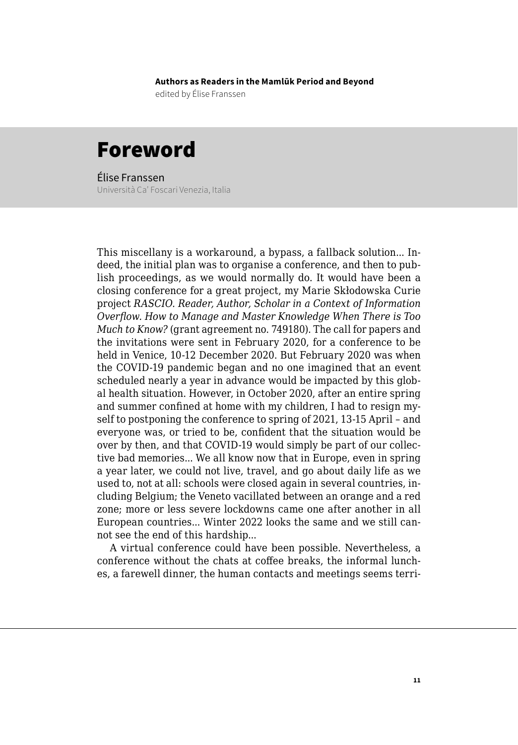**Authors as Readers in the Mamlūk Period and Beyond**
edited by Élise Franssen

# Foreword

Élise Franssen
Università Ca' Foscari Venezia, Italia

This miscellany is a workaround, a bypass, a fallback solution... Indeed, the initial plan was to organise a conference, and then to publish proceedings, as we would normally do. It would have been a closing conference for a great project, my Marie Skłodowska Curie project *RASCIO. Reader, Author, Scholar in a Context of Information Overflow. How to Manage and Master Knowledge When There is Too Much to Know?* (grant agreement no. 749180). The call for papers and the invitations were sent in February 2020, for a conference to be held in Venice, 10-12 December 2020. But February 2020 was when the COVID-19 pandemic began and no one imagined that an event scheduled nearly a year in advance would be impacted by this global health situation. However, in October 2020, after an entire spring and summer confined at home with my children, I had to resign myself to postponing the conference to spring of 2021, 13-15 April – and everyone was, or tried to be, confident that the situation would be over by then, and that COVID-19 would simply be part of our collective bad memories... We all know now that in Europe, even in spring a year later, we could not live, travel, and go about daily life as we used to, not at all: schools were closed again in several countries, including Belgium; the Veneto vacillated between an orange and a red zone; more or less severe lockdowns came one after another in all European countries... Winter 2022 looks the same and we still cannot see the end of this hardship...

A virtual conference could have been possible. Nevertheless, a conference without the chats at coffee breaks, the informal lunches, a farewell dinner, the human contacts and meetings seems terri-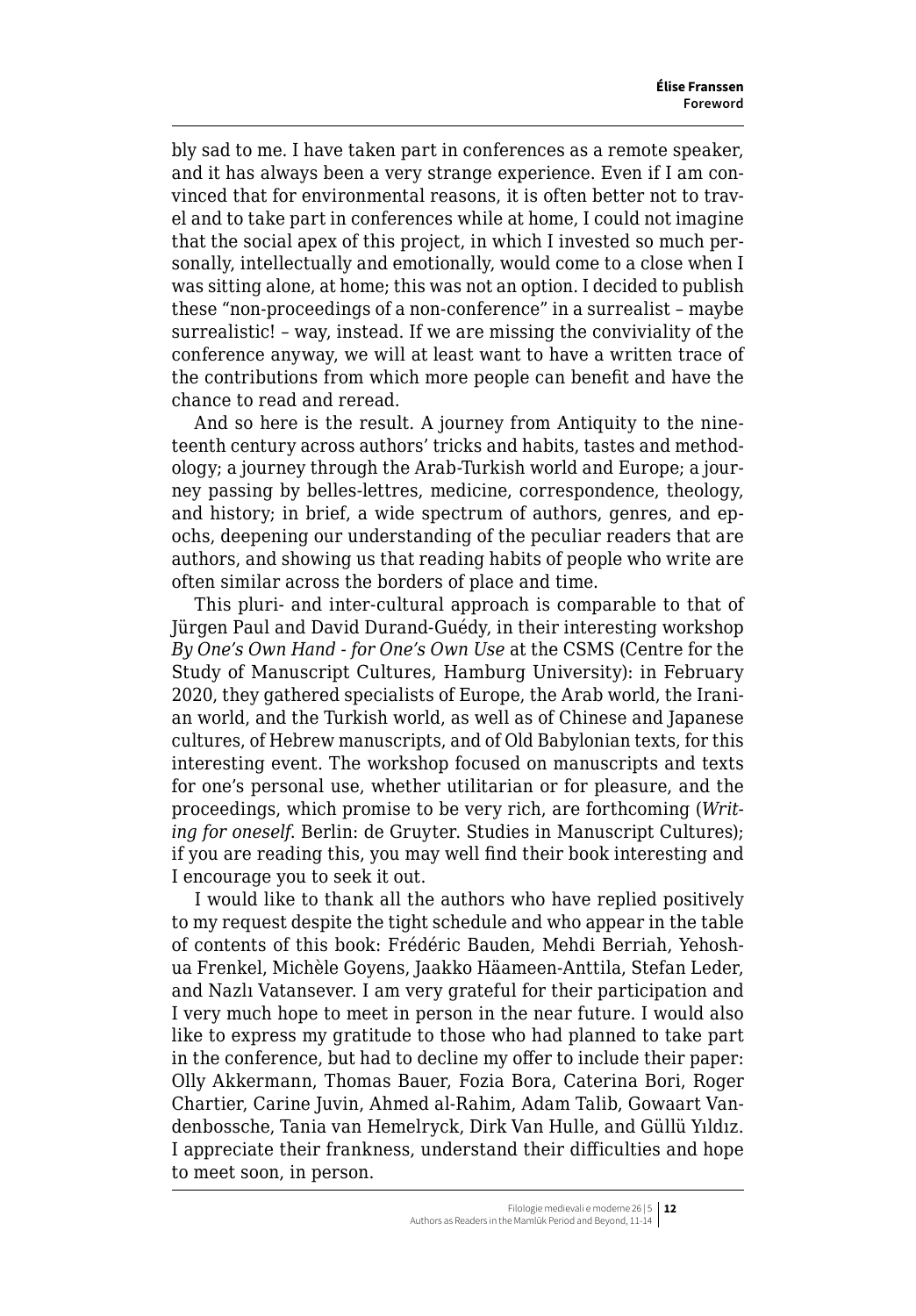bly sad to me. I have taken part in conferences as a remote speaker, and it has always been a very strange experience. Even if I am convinced that for environmental reasons, it is often better not to travel and to take part in conferences while at home, I could not imagine that the social apex of this project, in which I invested so much personally, intellectually and emotionally, would come to a close when I was sitting alone, at home; this was not an option. I decided to publish these "non-proceedings of a non-conference" in a surrealist – maybe surrealistic! – way, instead. If we are missing the conviviality of the conference anyway, we will at least want to have a written trace of the contributions from which more people can benefit and have the chance to read and reread.

And so here is the result. A journey from Antiquity to the nineteenth century across authors' tricks and habits, tastes and methodology; a journey through the Arab-Turkish world and Europe; a journey passing by belles-lettres, medicine, correspondence, theology, and history; in brief, a wide spectrum of authors, genres, and epochs, deepening our understanding of the peculiar readers that are authors, and showing us that reading habits of people who write are often similar across the borders of place and time.

This pluri- and inter-cultural approach is comparable to that of Jürgen Paul and David Durand-Guédy, in their interesting workshop *By One's Own Hand - for One's Own Use* at the CSMS (Centre for the Study of Manuscript Cultures, Hamburg University): in February 2020, they gathered specialists of Europe, the Arab world, the Iranian world, and the Turkish world, as well as of Chinese and Japanese cultures, of Hebrew manuscripts, and of Old Babylonian texts, for this interesting event. The workshop focused on manuscripts and texts for one's personal use, whether utilitarian or for pleasure, and the proceedings, which promise to be very rich, are forthcoming (*Writing for oneself*. Berlin: de Gruyter. Studies in Manuscript Cultures); if you are reading this, you may well find their book interesting and I encourage you to seek it out.

I would like to thank all the authors who have replied positively to my request despite the tight schedule and who appear in the table of contents of this book: Frédéric Bauden, Mehdi Berriah, Yehoshua Frenkel, Michèle Goyens, Jaakko Hämeen-Anttila, Stefan Leder, and Nazlı Vatansever. I am very grateful for their participation and I very much hope to meet in person in the near future. I would also like to express my gratitude to those who had planned to take part in the conference, but had to decline my offer to include their paper: Olly Akkermann, Thomas Bauer, Fozia Bora, Caterina Bori, Roger Chartier, Carine Juvin, Ahmed al-Rahim, Adam Talib, Gowaart Vandenbossche, Tania van Hemelryck, Dirk Van Hulle, and Güllü Yıldız. I appreciate their frankness, understand their difficulties and hope to meet soon, in person.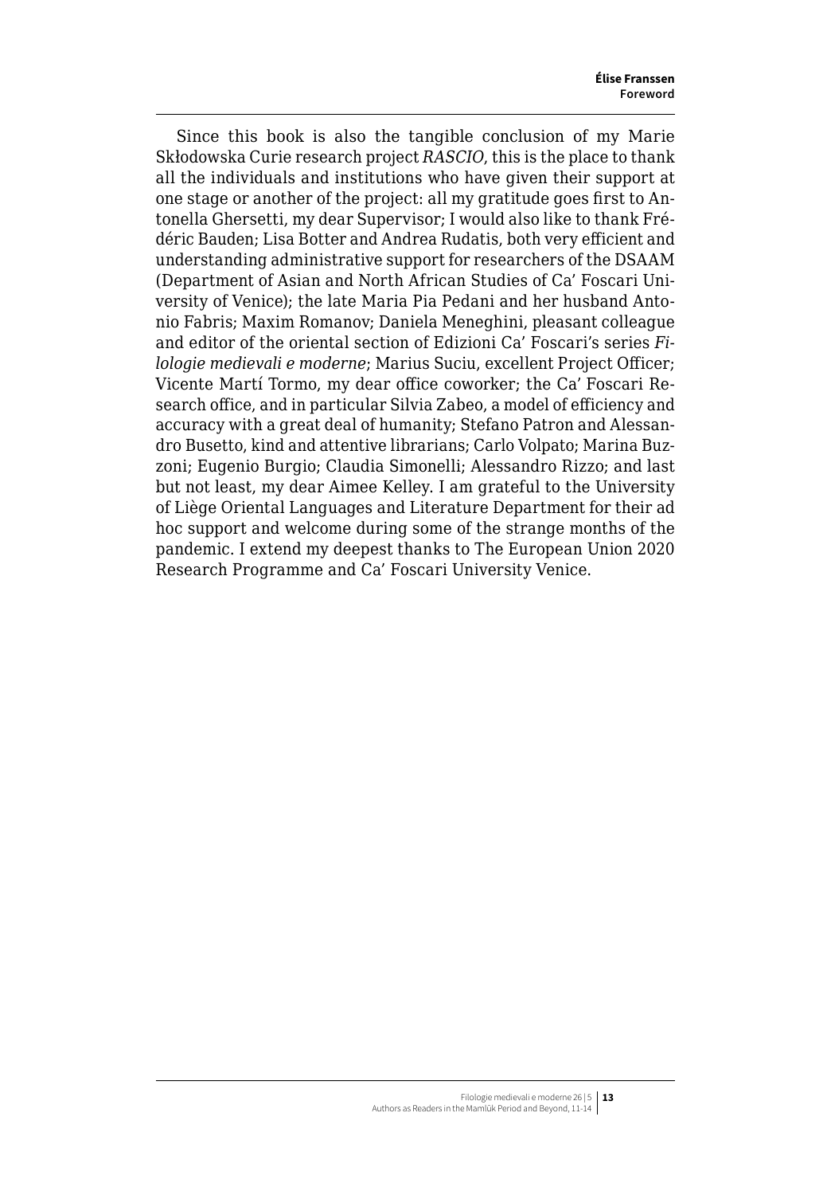Since this book is also the tangible conclusion of my Marie Skłodowska Curie research project *RASCIO*, this is the place to thank all the individuals and institutions who have given their support at one stage or another of the project: all my gratitude goes first to Antonella Ghersetti, my dear Supervisor; I would also like to thank Frédéric Bauden; Lisa Botter and Andrea Rudatis, both very efficient and understanding administrative support for researchers of the DSAAM (Department of Asian and North African Studies of Ca' Foscari University of Venice); the late Maria Pia Pedani and her husband Antonio Fabris; Maxim Romanov; Daniela Meneghini, pleasant colleague and editor of the oriental section of Edizioni Ca' Foscari's series *Filologie medievali e moderne*; Marius Suciu, excellent Project Officer; Vicente Martí Tormo, my dear office coworker; the Ca' Foscari Research office, and in particular Silvia Zabeo, a model of efficiency and accuracy with a great deal of humanity; Stefano Patron and Alessandro Busetto, kind and attentive librarians; Carlo Volpato; Marina Buzzoni; Eugenio Burgio; Claudia Simonelli; Alessandro Rizzo; and last but not least, my dear Aimee Kelley. I am grateful to the University of Liège Oriental Languages and Literature Department for their ad hoc support and welcome during some of the strange months of the pandemic. I extend my deepest thanks to The European Union 2020 Research Programme and Ca' Foscari University Venice.